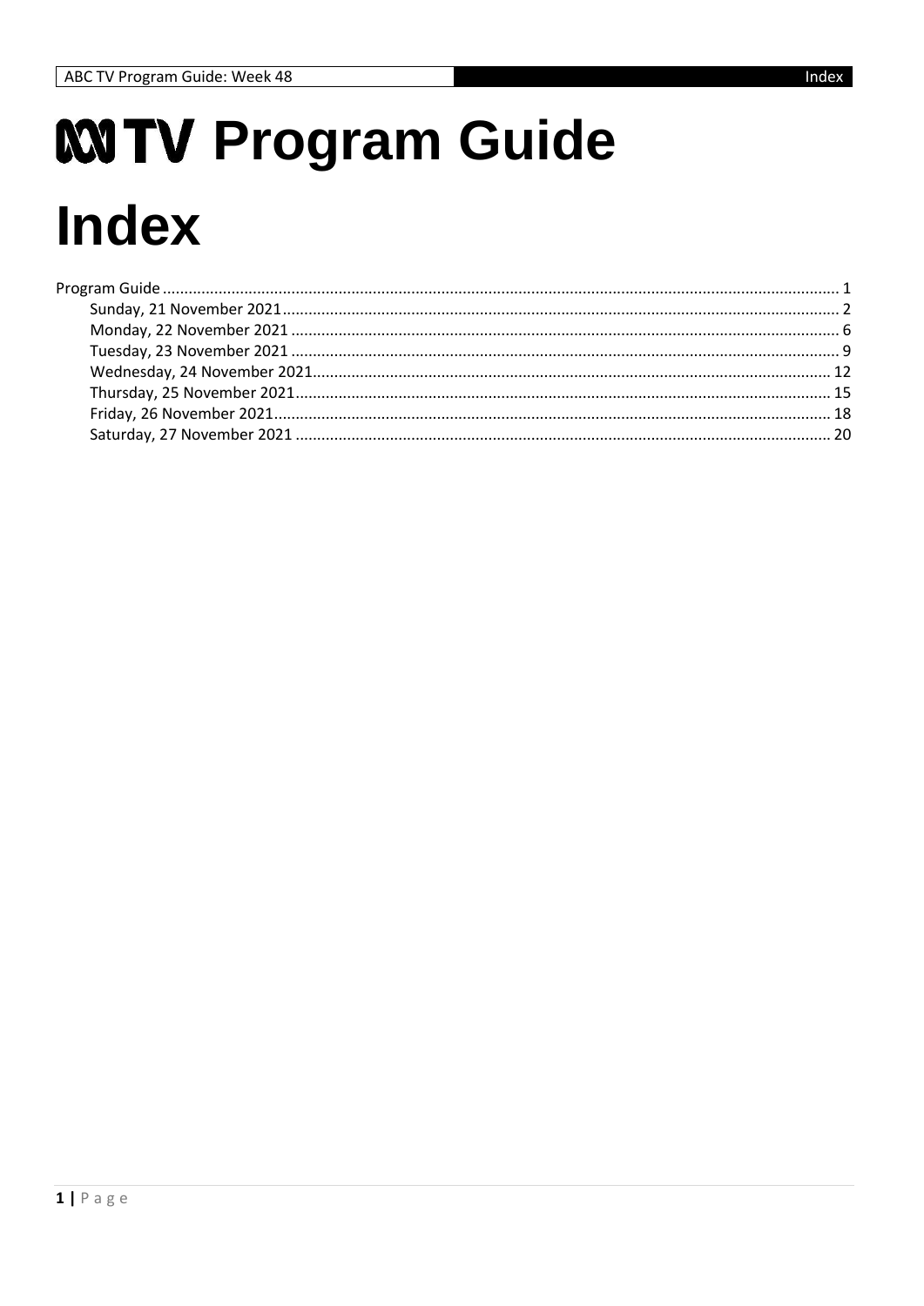# ABC TV Program Guide

# Index

Program Guide ........................................................................................................ 1
- Sunday, 21 November 2021 ........................................................................................ 2
- Monday, 22 November 2021 ........................................................................................ 6
- Tuesday, 23 November 2021 ........................................................................................ 9
- Wednesday, 24 November 2021 ........................................................................................ 12
- Thursday, 25 November 2021 ........................................................................................ 15
- Friday, 26 November 2021 ........................................................................................ 18
- Saturday, 27 November 2021 ........................................................................................ 20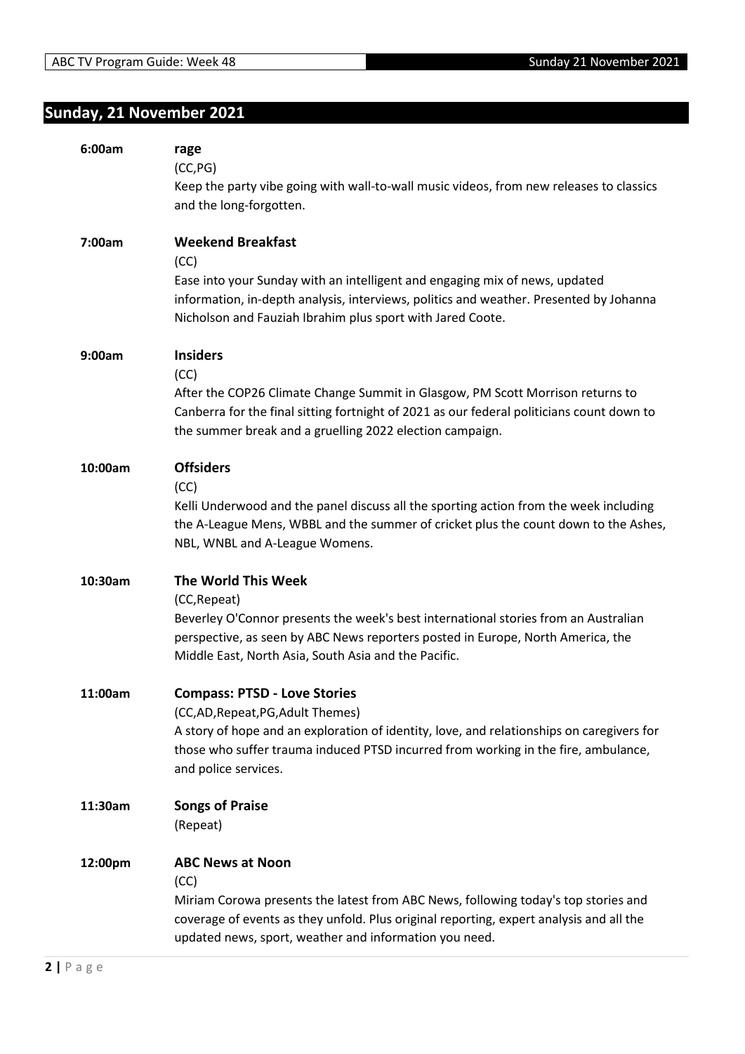## Sunday, 21 November 2021

**6:00am** **rage**
(CC,PG)
Keep the party vibe going with wall-to-wall music videos, from new releases to classics and the long-forgotten.

**7:00am** **Weekend Breakfast**
(CC)
Ease into your Sunday with an intelligent and engaging mix of news, updated information, in-depth analysis, interviews, politics and weather. Presented by Johanna Nicholson and Fauziah Ibrahim plus sport with Jared Coote.

**9:00am** **Insiders**
(CC)
After the COP26 Climate Change Summit in Glasgow, PM Scott Morrison returns to Canberra for the final sitting fortnight of 2021 as our federal politicians count down to the summer break and a gruelling 2022 election campaign.

**10:00am** **Offsiders**
(CC)
Kelli Underwood and the panel discuss all the sporting action from the week including the A-League Mens, WBBL and the summer of cricket plus the count down to the Ashes, NBL, WNBL and A-League Womens.

**10:30am** **The World This Week**
(CC,Repeat)
Beverley O'Connor presents the week's best international stories from an Australian perspective, as seen by ABC News reporters posted in Europe, North America, the Middle East, North Asia, South Asia and the Pacific.

**11:00am** **Compass: PTSD - Love Stories**
(CC,AD,Repeat,PG,Adult Themes)
A story of hope and an exploration of identity, love, and relationships on caregivers for those who suffer trauma induced PTSD incurred from working in the fire, ambulance, and police services.

**11:30am** **Songs of Praise**
(Repeat)

**12:00pm** **ABC News at Noon**
(CC)
Miriam Corowa presents the latest from ABC News, following today's top stories and coverage of events as they unfold. Plus original reporting, expert analysis and all the updated news, sport, weather and information you need.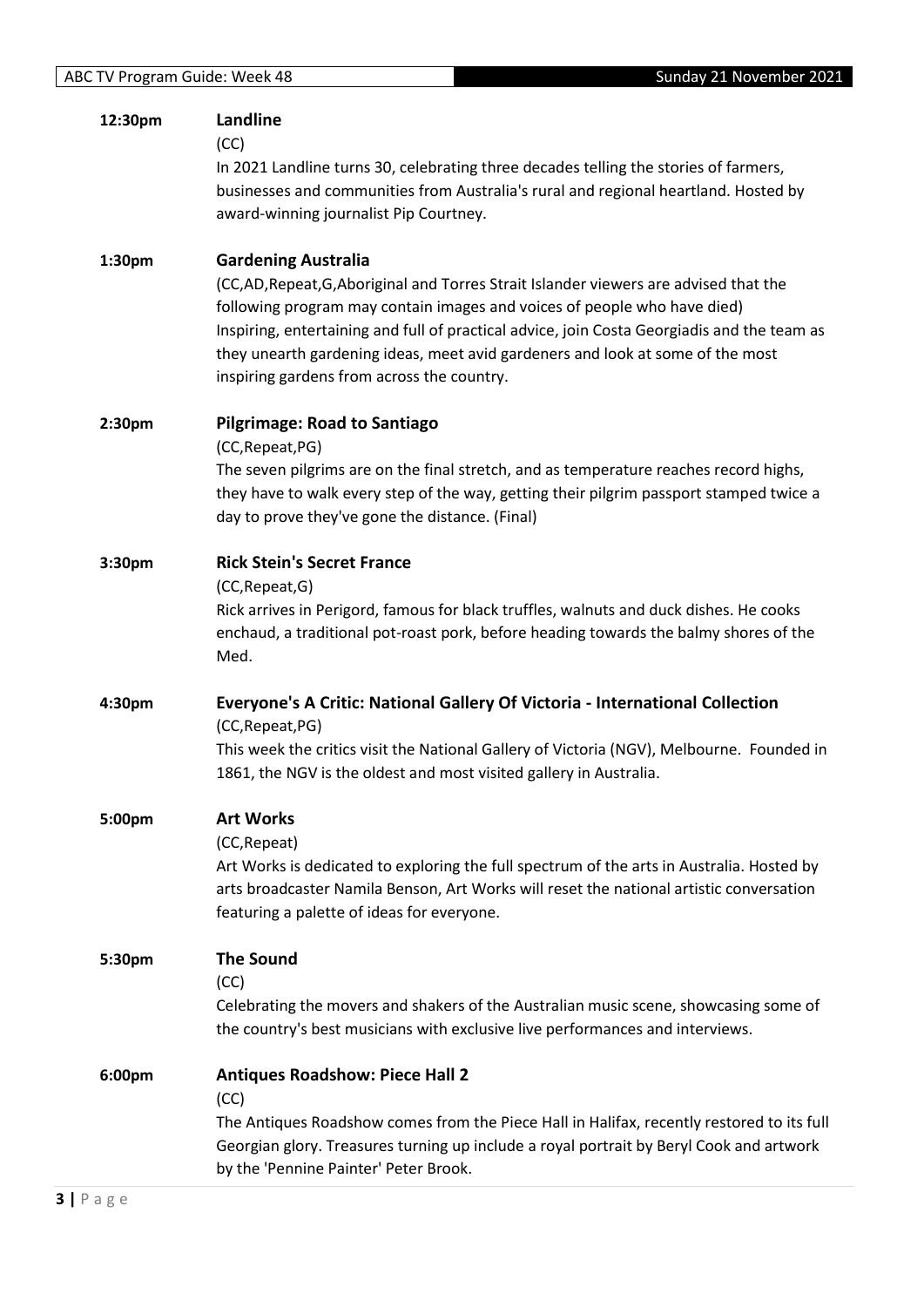**12:30pm** **Landline**

(CC)

In 2021 Landline turns 30, celebrating three decades telling the stories of farmers, businesses and communities from Australia's rural and regional heartland. Hosted by award-winning journalist Pip Courtney.

**1:30pm** **Gardening Australia**

(CC,AD,Repeat,G,Aboriginal and Torres Strait Islander viewers are advised that the following program may contain images and voices of people who have died)

Inspiring, entertaining and full of practical advice, join Costa Georgiadis and the team as they unearth gardening ideas, meet avid gardeners and look at some of the most inspiring gardens from across the country.

**2:30pm** **Pilgrimage: Road to Santiago**

(CC,Repeat,PG)

The seven pilgrims are on the final stretch, and as temperature reaches record highs, they have to walk every step of the way, getting their pilgrim passport stamped twice a day to prove they've gone the distance. (Final)

**3:30pm** **Rick Stein's Secret France**

(CC,Repeat,G)

Rick arrives in Perigord, famous for black truffles, walnuts and duck dishes. He cooks enchaud, a traditional pot-roast pork, before heading towards the balmy shores of the Med.

**4:30pm** **Everyone's A Critic: National Gallery Of Victoria - International Collection**

(CC,Repeat,PG)

This week the critics visit the National Gallery of Victoria (NGV), Melbourne. Founded in 1861, the NGV is the oldest and most visited gallery in Australia.

**5:00pm** **Art Works**

(CC,Repeat)

Art Works is dedicated to exploring the full spectrum of the arts in Australia. Hosted by arts broadcaster Namila Benson, Art Works will reset the national artistic conversation featuring a palette of ideas for everyone.

**5:30pm** **The Sound**

(CC)

Celebrating the movers and shakers of the Australian music scene, showcasing some of the country's best musicians with exclusive live performances and interviews.

**6:00pm** **Antiques Roadshow: Piece Hall 2**

(CC)

The Antiques Roadshow comes from the Piece Hall in Halifax, recently restored to its full Georgian glory. Treasures turning up include a royal portrait by Beryl Cook and artwork by the 'Pennine Painter' Peter Brook.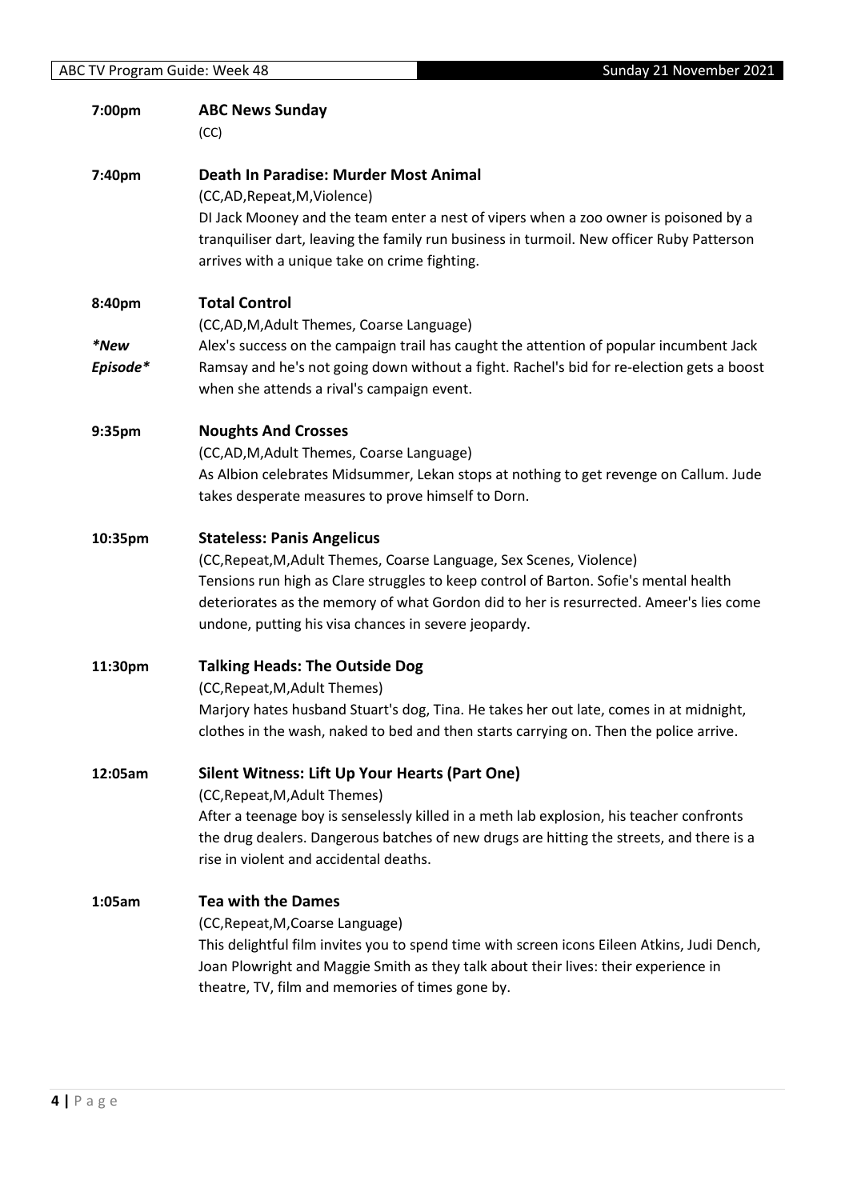**7:00pm** **ABC News Sunday**
(CC)

**7:40pm** **Death In Paradise: Murder Most Animal**
(CC,AD,Repeat,M,Violence)
DI Jack Mooney and the team enter a nest of vipers when a zoo owner is poisoned by a tranquiliser dart, leaving the family run business in turmoil. New officer Ruby Patterson arrives with a unique take on crime fighting.

**8:40pm** **Total Control**
*\*New Episode\**
(CC,AD,M,Adult Themes, Coarse Language)
Alex's success on the campaign trail has caught the attention of popular incumbent Jack Ramsay and he's not going down without a fight. Rachel's bid for re-election gets a boost when she attends a rival's campaign event.

**9:35pm** **Noughts And Crosses**
(CC,AD,M,Adult Themes, Coarse Language)
As Albion celebrates Midsummer, Lekan stops at nothing to get revenge on Callum. Jude takes desperate measures to prove himself to Dorn.

**10:35pm** **Stateless: Panis Angelicus**
(CC,Repeat,M,Adult Themes, Coarse Language, Sex Scenes, Violence)
Tensions run high as Clare struggles to keep control of Barton. Sofie's mental health deteriorates as the memory of what Gordon did to her is resurrected. Ameer's lies come undone, putting his visa chances in severe jeopardy.

**11:30pm** **Talking Heads: The Outside Dog**
(CC,Repeat,M,Adult Themes)
Marjory hates husband Stuart's dog, Tina. He takes her out late, comes in at midnight, clothes in the wash, naked to bed and then starts carrying on. Then the police arrive.

**12:05am** **Silent Witness: Lift Up Your Hearts (Part One)**
(CC,Repeat,M,Adult Themes)
After a teenage boy is senselessly killed in a meth lab explosion, his teacher confronts the drug dealers. Dangerous batches of new drugs are hitting the streets, and there is a rise in violent and accidental deaths.

**1:05am** **Tea with the Dames**
(CC,Repeat,M,Coarse Language)
This delightful film invites you to spend time with screen icons Eileen Atkins, Judi Dench, Joan Plowright and Maggie Smith as they talk about their lives: their experience in theatre, TV, film and memories of times gone by.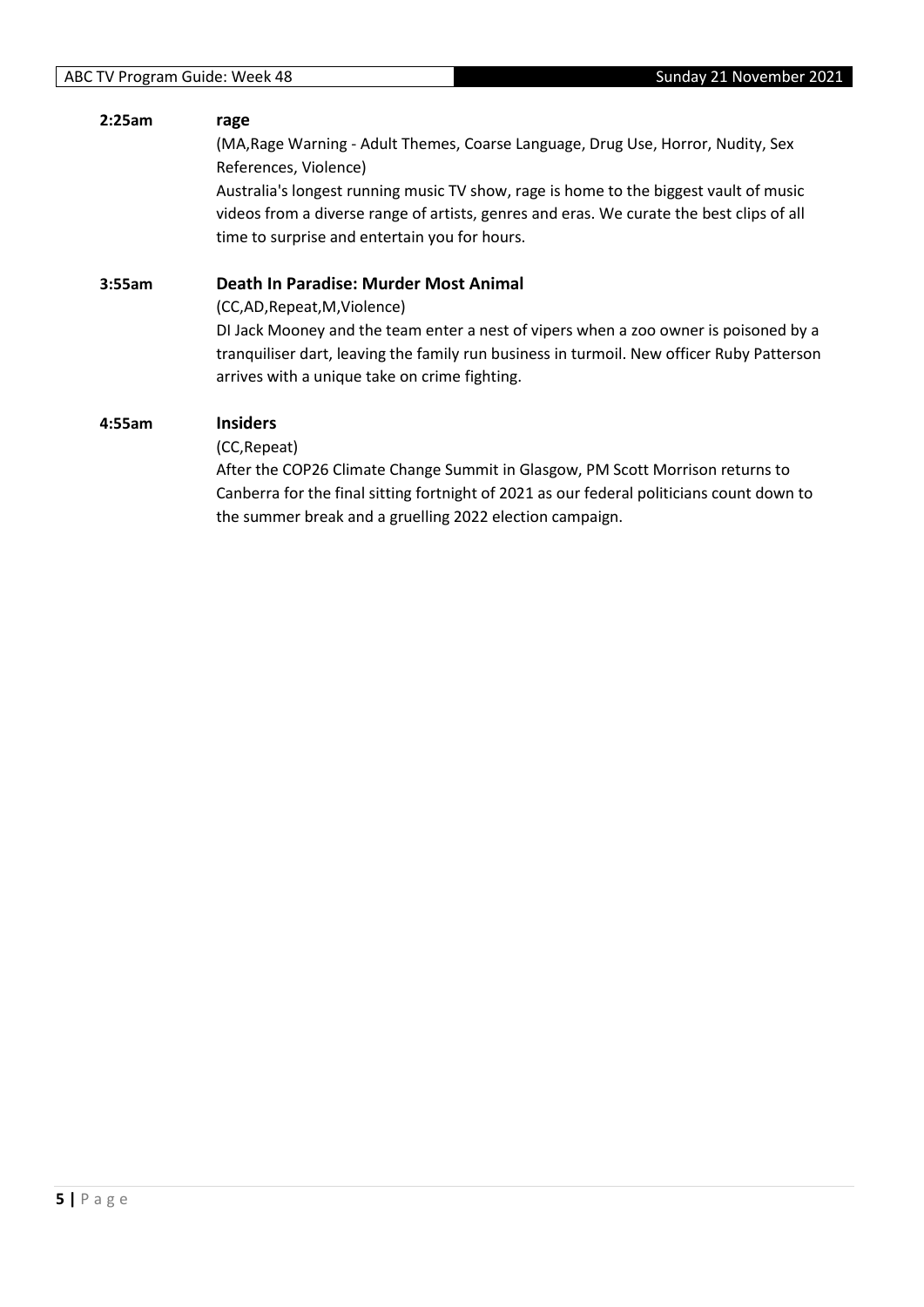**2:25am** **rage**

(MA,Rage Warning - Adult Themes, Coarse Language, Drug Use, Horror, Nudity, Sex References, Violence)

Australia's longest running music TV show, rage is home to the biggest vault of music videos from a diverse range of artists, genres and eras. We curate the best clips of all time to surprise and entertain you for hours.

**3:55am** **Death In Paradise: Murder Most Animal**

(CC,AD,Repeat,M,Violence)

DI Jack Mooney and the team enter a nest of vipers when a zoo owner is poisoned by a tranquiliser dart, leaving the family run business in turmoil. New officer Ruby Patterson arrives with a unique take on crime fighting.

**4:55am** **Insiders**

(CC,Repeat)

After the COP26 Climate Change Summit in Glasgow, PM Scott Morrison returns to Canberra for the final sitting fortnight of 2021 as our federal politicians count down to the summer break and a gruelling 2022 election campaign.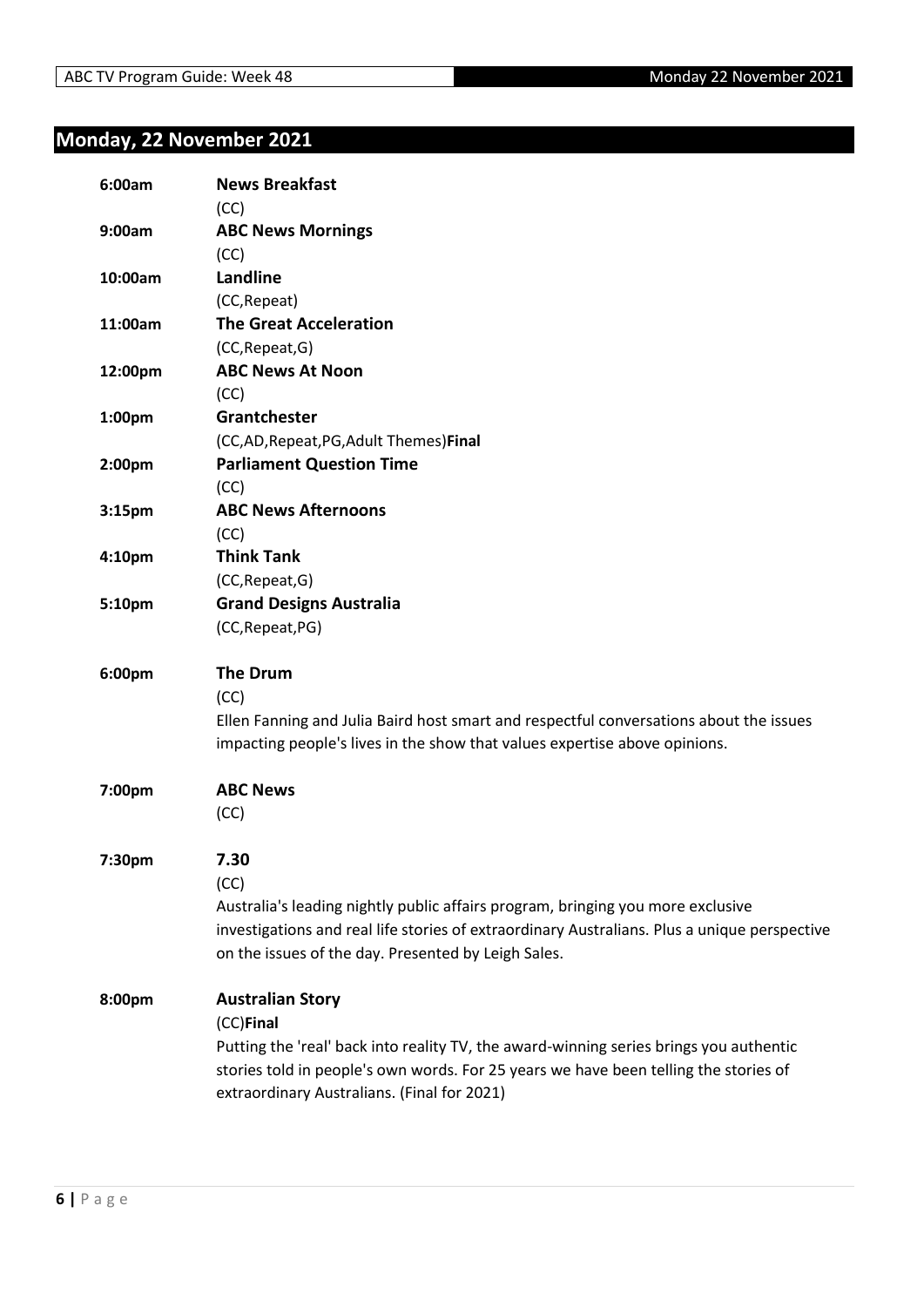## Monday, 22 November 2021

**6:00am** **News Breakfast**
(CC)

**9:00am** **ABC News Mornings**
(CC)

**10:00am** **Landline**
(CC,Repeat)

**11:00am** **The Great Acceleration**
(CC,Repeat,G)

**12:00pm** **ABC News At Noon**
(CC)

**1:00pm** **Grantchester**
(CC,AD,Repeat,PG,Adult Themes)**Final**

**2:00pm** **Parliament Question Time**
(CC)

**3:15pm** **ABC News Afternoons**
(CC)

**4:10pm** **Think Tank**
(CC,Repeat,G)

**5:10pm** **Grand Designs Australia**
(CC,Repeat,PG)

**6:00pm** **The Drum**
(CC)
Ellen Fanning and Julia Baird host smart and respectful conversations about the issues impacting people's lives in the show that values expertise above opinions.

**7:00pm** **ABC News**
(CC)

**7:30pm** **7.30**
(CC)
Australia's leading nightly public affairs program, bringing you more exclusive investigations and real life stories of extraordinary Australians. Plus a unique perspective on the issues of the day. Presented by Leigh Sales.

**8:00pm** **Australian Story**
(CC)**Final**
Putting the 'real' back into reality TV, the award-winning series brings you authentic stories told in people's own words. For 25 years we have been telling the stories of extraordinary Australians. (Final for 2021)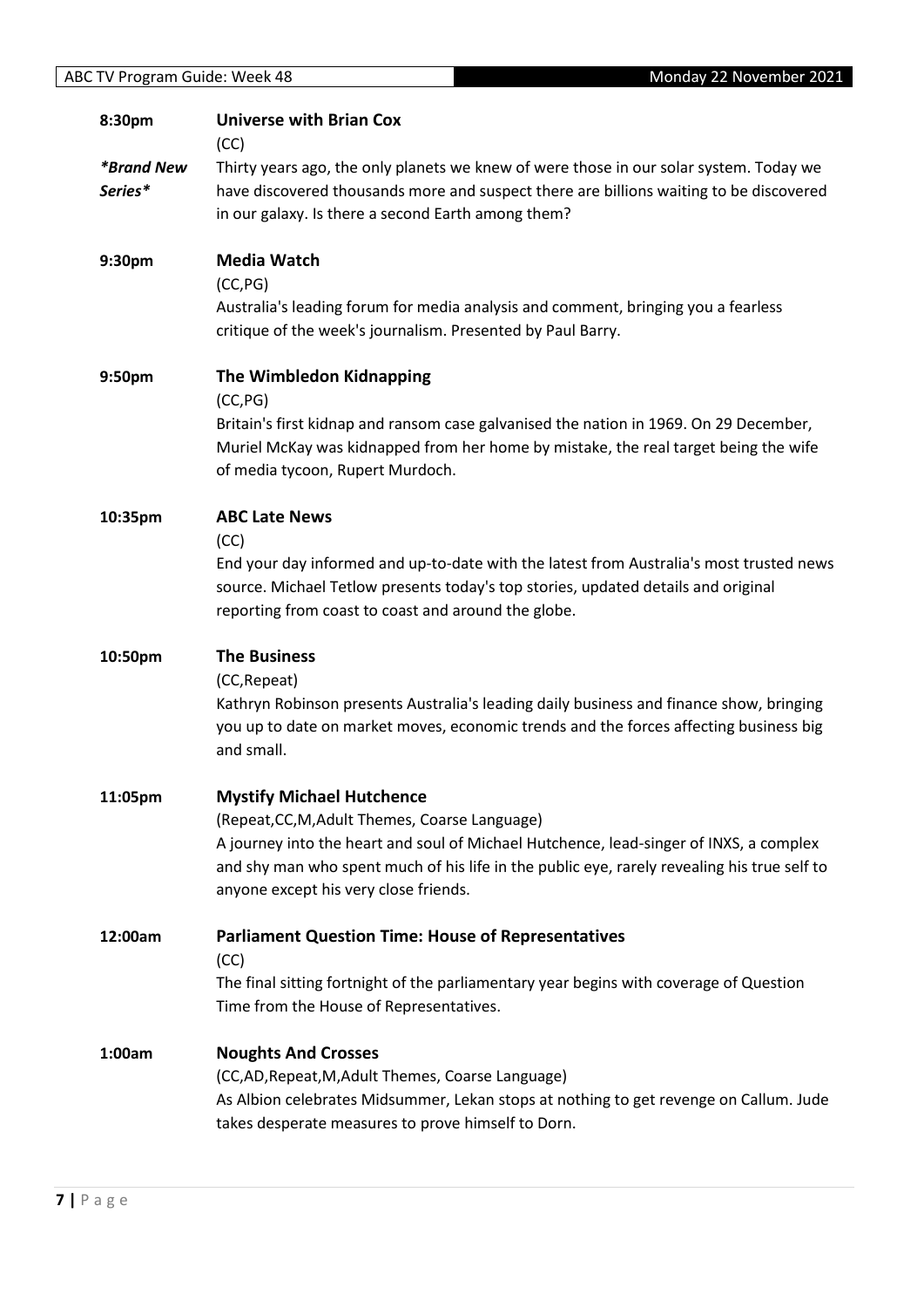**8:30pm** **Universe with Brian Cox**

(CC)

*\*Brand New Series\**

Thirty years ago, the only planets we knew of were those in our solar system. Today we have discovered thousands more and suspect there are billions waiting to be discovered in our galaxy. Is there a second Earth among them?

**9:30pm** **Media Watch**

(CC,PG)

Australia's leading forum for media analysis and comment, bringing you a fearless critique of the week's journalism. Presented by Paul Barry.

**9:50pm** **The Wimbledon Kidnapping**

(CC,PG)

Britain's first kidnap and ransom case galvanised the nation in 1969. On 29 December, Muriel McKay was kidnapped from her home by mistake, the real target being the wife of media tycoon, Rupert Murdoch.

**10:35pm** **ABC Late News**

(CC)

End your day informed and up-to-date with the latest from Australia's most trusted news source. Michael Tetlow presents today's top stories, updated details and original reporting from coast to coast and around the globe.

**10:50pm** **The Business**

(CC,Repeat)

Kathryn Robinson presents Australia's leading daily business and finance show, bringing you up to date on market moves, economic trends and the forces affecting business big and small.

**11:05pm** **Mystify Michael Hutchence**

(Repeat,CC,M,Adult Themes, Coarse Language)

A journey into the heart and soul of Michael Hutchence, lead-singer of INXS, a complex and shy man who spent much of his life in the public eye, rarely revealing his true self to anyone except his very close friends.

**12:00am** **Parliament Question Time: House of Representatives**

(CC)

The final sitting fortnight of the parliamentary year begins with coverage of Question Time from the House of Representatives.

**1:00am** **Noughts And Crosses**

(CC,AD,Repeat,M,Adult Themes, Coarse Language)

As Albion celebrates Midsummer, Lekan stops at nothing to get revenge on Callum. Jude takes desperate measures to prove himself to Dorn.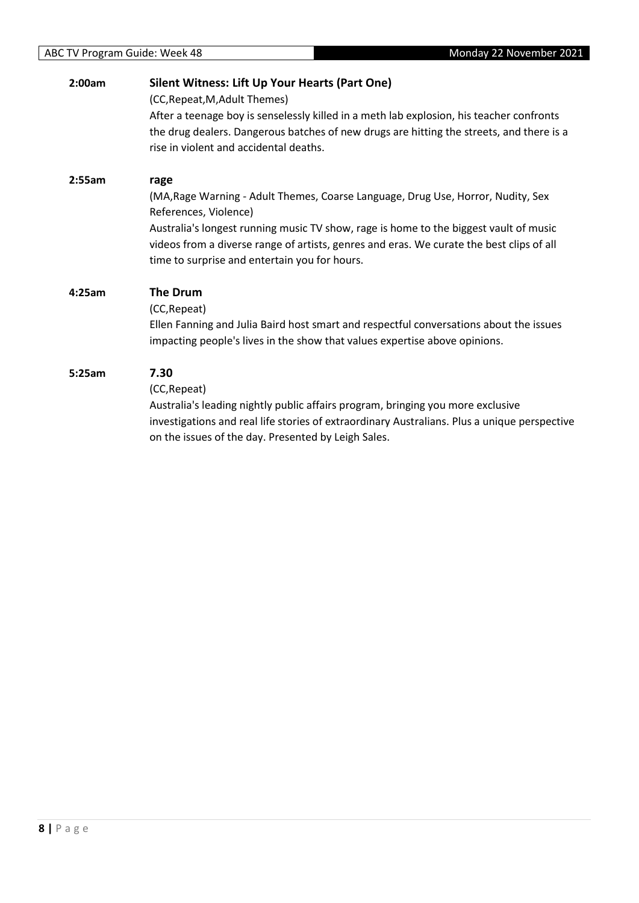**2:00am** **Silent Witness: Lift Up Your Hearts (Part One)**

(CC,Repeat,M,Adult Themes)

After a teenage boy is senselessly killed in a meth lab explosion, his teacher confronts the drug dealers. Dangerous batches of new drugs are hitting the streets, and there is a rise in violent and accidental deaths.

**2:55am** **rage**

(MA,Rage Warning - Adult Themes, Coarse Language, Drug Use, Horror, Nudity, Sex References, Violence)

Australia's longest running music TV show, rage is home to the biggest vault of music videos from a diverse range of artists, genres and eras. We curate the best clips of all time to surprise and entertain you for hours.

**4:25am** **The Drum**

(CC,Repeat)

Ellen Fanning and Julia Baird host smart and respectful conversations about the issues impacting people's lives in the show that values expertise above opinions.

**5:25am** **7.30**

(CC,Repeat)

Australia's leading nightly public affairs program, bringing you more exclusive investigations and real life stories of extraordinary Australians. Plus a unique perspective on the issues of the day. Presented by Leigh Sales.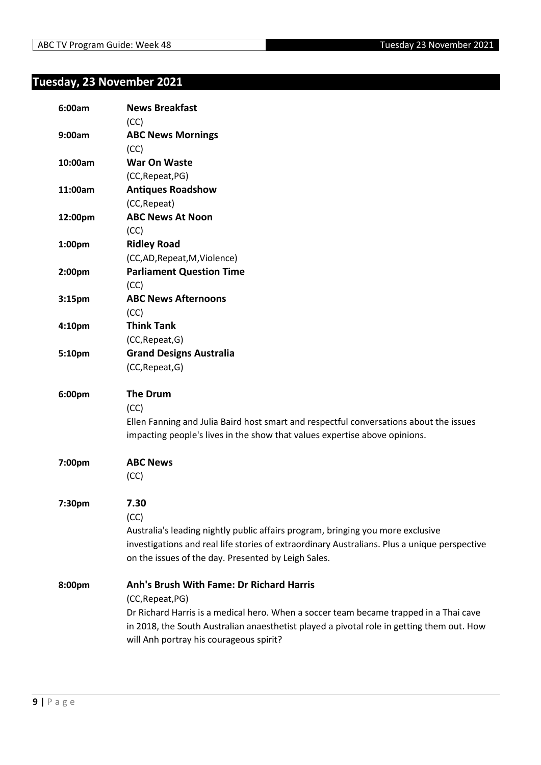## Tuesday, 23 November 2021

**6:00am** **News Breakfast**
(CC)

**9:00am** **ABC News Mornings**
(CC)

**10:00am** **War On Waste**
(CC,Repeat,PG)

**11:00am** **Antiques Roadshow**
(CC,Repeat)

**12:00pm** **ABC News At Noon**
(CC)

**1:00pm** **Ridley Road**
(CC,AD,Repeat,M,Violence)

**2:00pm** **Parliament Question Time**
(CC)

**3:15pm** **ABC News Afternoons**
(CC)

**4:10pm** **Think Tank**
(CC,Repeat,G)

**5:10pm** **Grand Designs Australia**
(CC,Repeat,G)

**6:00pm** **The Drum**
(CC)
Ellen Fanning and Julia Baird host smart and respectful conversations about the issues impacting people's lives in the show that values expertise above opinions.

**7:00pm** **ABC News**
(CC)

**7:30pm** **7.30**
(CC)
Australia's leading nightly public affairs program, bringing you more exclusive investigations and real life stories of extraordinary Australians. Plus a unique perspective on the issues of the day. Presented by Leigh Sales.

**8:00pm** **Anh's Brush With Fame: Dr Richard Harris**
(CC,Repeat,PG)
Dr Richard Harris is a medical hero. When a soccer team became trapped in a Thai cave in 2018, the South Australian anaesthetist played a pivotal role in getting them out. How will Anh portray his courageous spirit?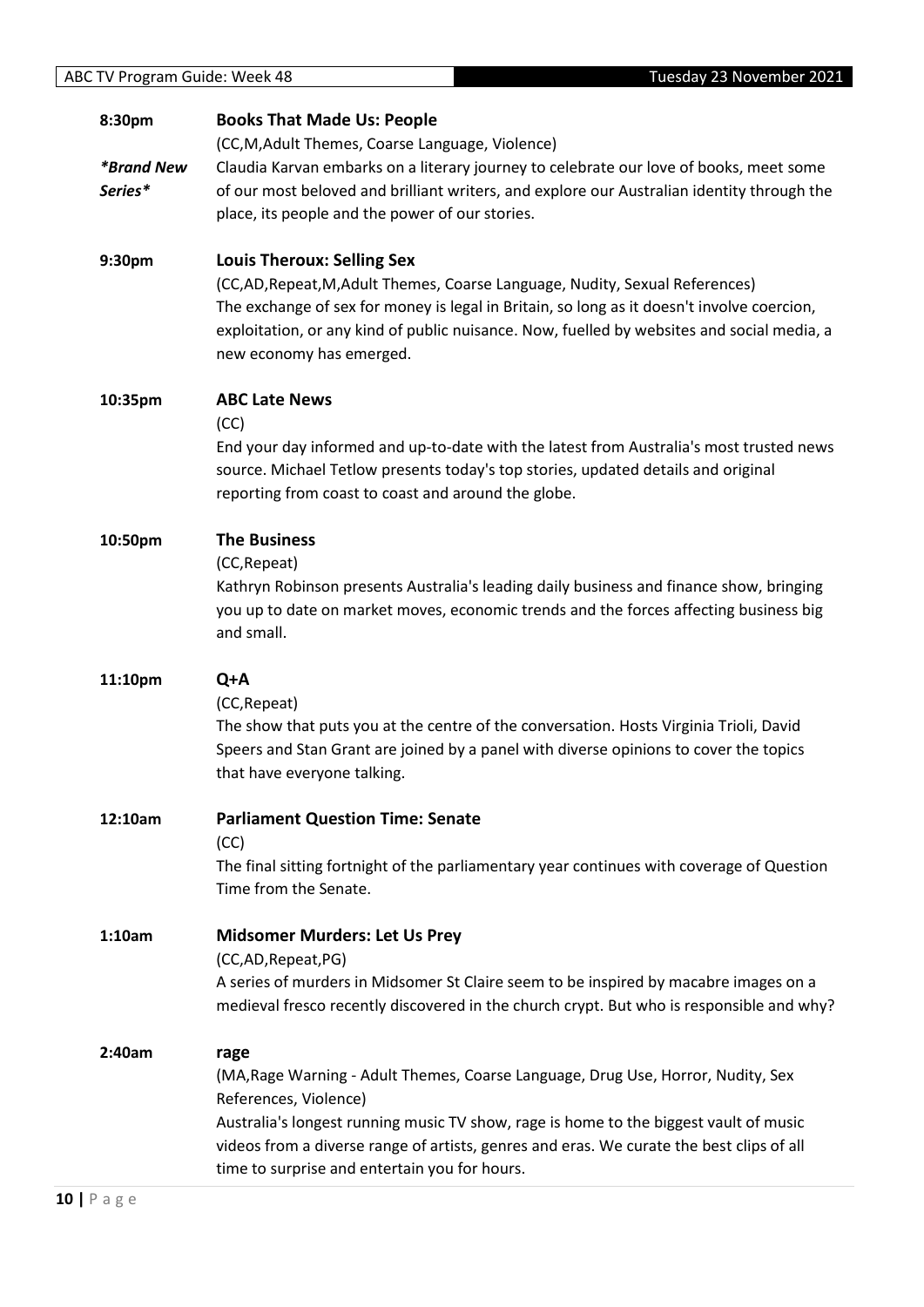**8:30pm** **Books That Made Us: People**

*\*Brand New Series\**

(CC,M,Adult Themes, Coarse Language, Violence)

Claudia Karvan embarks on a literary journey to celebrate our love of books, meet some of our most beloved and brilliant writers, and explore our Australian identity through the place, its people and the power of our stories.

**9:30pm** **Louis Theroux: Selling Sex**

(CC,AD,Repeat,M,Adult Themes, Coarse Language, Nudity, Sexual References)

The exchange of sex for money is legal in Britain, so long as it doesn't involve coercion, exploitation, or any kind of public nuisance. Now, fuelled by websites and social media, a new economy has emerged.

**10:35pm** **ABC Late News**

(CC)

End your day informed and up-to-date with the latest from Australia's most trusted news source. Michael Tetlow presents today's top stories, updated details and original reporting from coast to coast and around the globe.

**10:50pm** **The Business**

(CC,Repeat)

Kathryn Robinson presents Australia's leading daily business and finance show, bringing you up to date on market moves, economic trends and the forces affecting business big and small.

**11:10pm** **Q+A**

(CC,Repeat)

The show that puts you at the centre of the conversation. Hosts Virginia Trioli, David Speers and Stan Grant are joined by a panel with diverse opinions to cover the topics that have everyone talking.

**12:10am** **Parliament Question Time: Senate**

(CC)

The final sitting fortnight of the parliamentary year continues with coverage of Question Time from the Senate.

**1:10am** **Midsomer Murders: Let Us Prey**

(CC,AD,Repeat,PG)

A series of murders in Midsomer St Claire seem to be inspired by macabre images on a medieval fresco recently discovered in the church crypt. But who is responsible and why?

**2:40am** **rage**

(MA,Rage Warning - Adult Themes, Coarse Language, Drug Use, Horror, Nudity, Sex References, Violence)

Australia's longest running music TV show, rage is home to the biggest vault of music videos from a diverse range of artists, genres and eras. We curate the best clips of all time to surprise and entertain you for hours.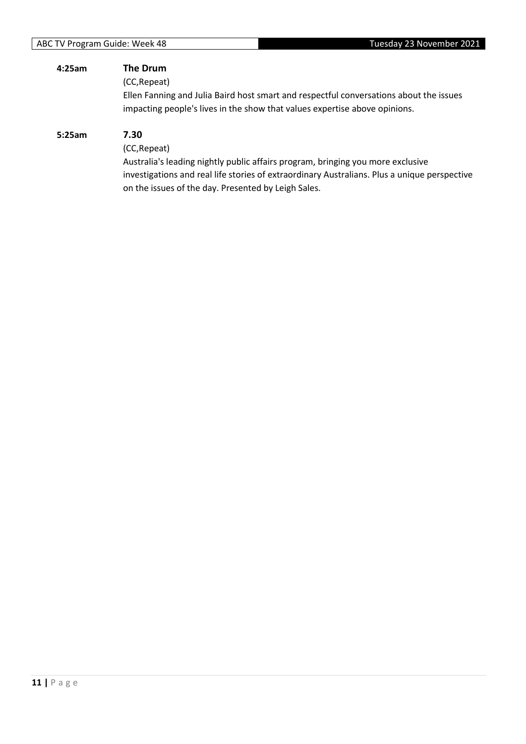**4:25am** **The Drum**

(CC,Repeat)

Ellen Fanning and Julia Baird host smart and respectful conversations about the issues impacting people's lives in the show that values expertise above opinions.

**5:25am** **7.30**

(CC,Repeat)

Australia's leading nightly public affairs program, bringing you more exclusive investigations and real life stories of extraordinary Australians. Plus a unique perspective on the issues of the day. Presented by Leigh Sales.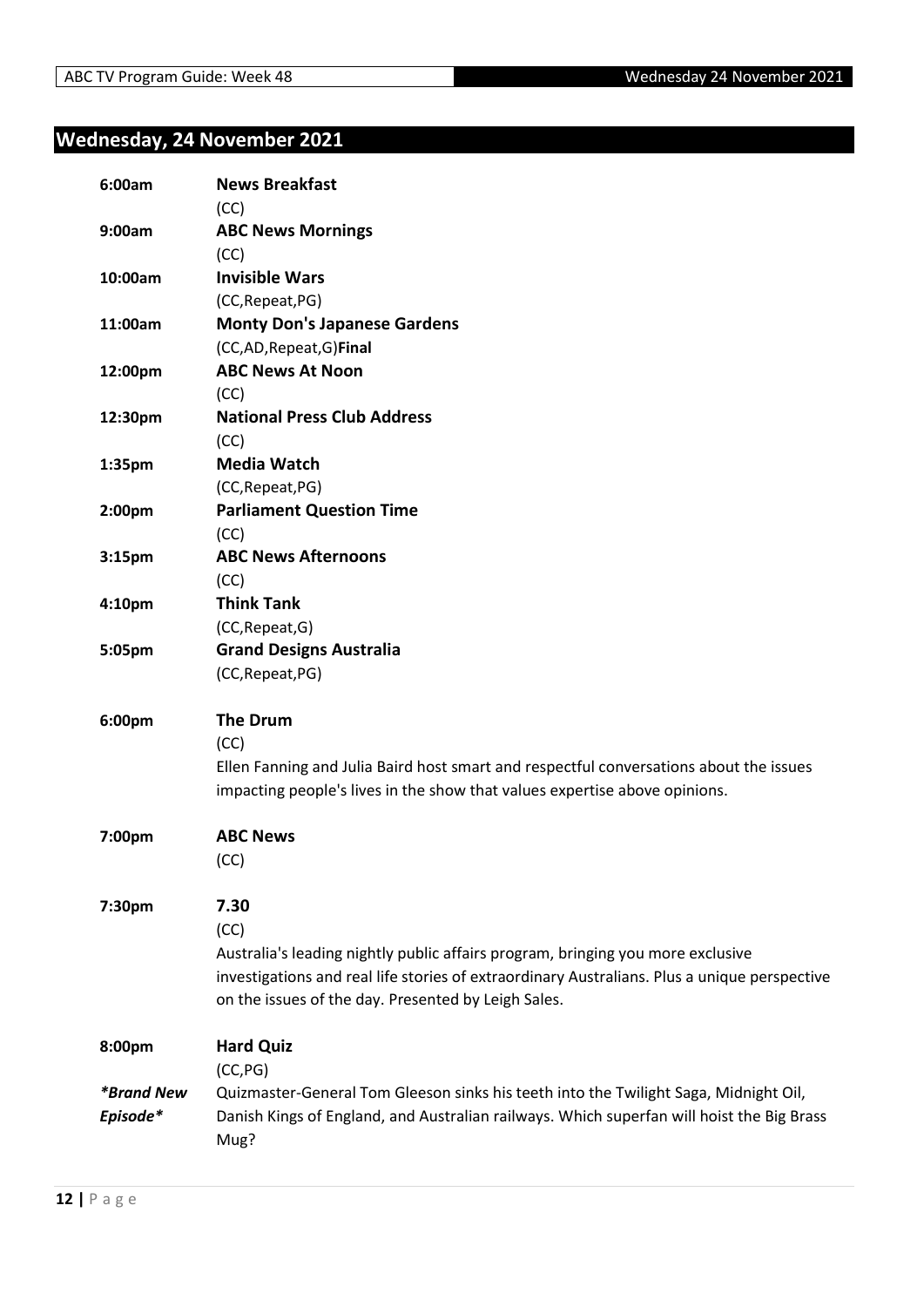## Wednesday, 24 November 2021

| | |
|---|---|
| **6:00am** | **News Breakfast**<br>(CC) |
| **9:00am** | **ABC News Mornings**<br>(CC) |
| **10:00am** | **Invisible Wars**<br>(CC,Repeat,PG) |
| **11:00am** | **Monty Don's Japanese Gardens**<br>(CC,AD,Repeat,G)**Final** |
| **12:00pm** | **ABC News At Noon**<br>(CC) |
| **12:30pm** | **National Press Club Address**<br>(CC) |
| **1:35pm** | **Media Watch**<br>(CC,Repeat,PG) |
| **2:00pm** | **Parliament Question Time**<br>(CC) |
| **3:15pm** | **ABC News Afternoons**<br>(CC) |
| **4:10pm** | **Think Tank**<br>(CC,Repeat,G) |
| **5:05pm** | **Grand Designs Australia**<br>(CC,Repeat,PG) |
| **6:00pm** | **The Drum**<br>(CC)<br>Ellen Fanning and Julia Baird host smart and respectful conversations about the issues impacting people's lives in the show that values expertise above opinions. |
| **7:00pm** | **ABC News**<br>(CC) |
| **7:30pm** | **7.30**<br>(CC)<br>Australia's leading nightly public affairs program, bringing you more exclusive investigations and real life stories of extraordinary Australians. Plus a unique perspective on the issues of the day. Presented by Leigh Sales. |
| **8:00pm**<br><br>***Brand New Episode*** | **Hard Quiz**<br>(CC,PG)<br>Quizmaster-General Tom Gleeson sinks his teeth into the Twilight Saga, Midnight Oil, Danish Kings of England, and Australian railways. Which superfan will hoist the Big Brass Mug? |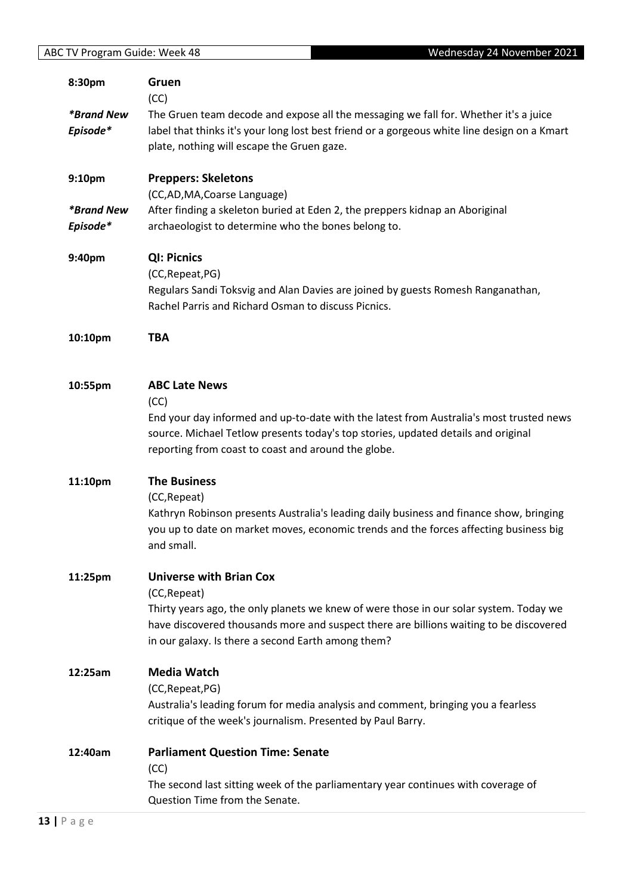**8:30pm** **Gruen**
(CC)
*\*Brand New Episode\**
The Gruen team decode and expose all the messaging we fall for. Whether it's a juice label that thinks it's your long lost best friend or a gorgeous white line design on a Kmart plate, nothing will escape the Gruen gaze.

**9:10pm** **Preppers: Skeletons**
(CC,AD,MA,Coarse Language)
*\*Brand New Episode\**
After finding a skeleton buried at Eden 2, the preppers kidnap an Aboriginal archaeologist to determine who the bones belong to.

**9:40pm** **QI: Picnics**
(CC,Repeat,PG)
Regulars Sandi Toksvig and Alan Davies are joined by guests Romesh Ranganathan, Rachel Parris and Richard Osman to discuss Picnics.

**10:10pm** **TBA**

**10:55pm** **ABC Late News**
(CC)
End your day informed and up-to-date with the latest from Australia's most trusted news source. Michael Tetlow presents today's top stories, updated details and original reporting from coast to coast and around the globe.

**11:10pm** **The Business**
(CC,Repeat)
Kathryn Robinson presents Australia's leading daily business and finance show, bringing you up to date on market moves, economic trends and the forces affecting business big and small.

**11:25pm** **Universe with Brian Cox**
(CC,Repeat)
Thirty years ago, the only planets we knew of were those in our solar system. Today we have discovered thousands more and suspect there are billions waiting to be discovered in our galaxy. Is there a second Earth among them?

**12:25am** **Media Watch**
(CC,Repeat,PG)
Australia's leading forum for media analysis and comment, bringing you a fearless critique of the week's journalism. Presented by Paul Barry.

**12:40am** **Parliament Question Time: Senate**
(CC)
The second last sitting week of the parliamentary year continues with coverage of Question Time from the Senate.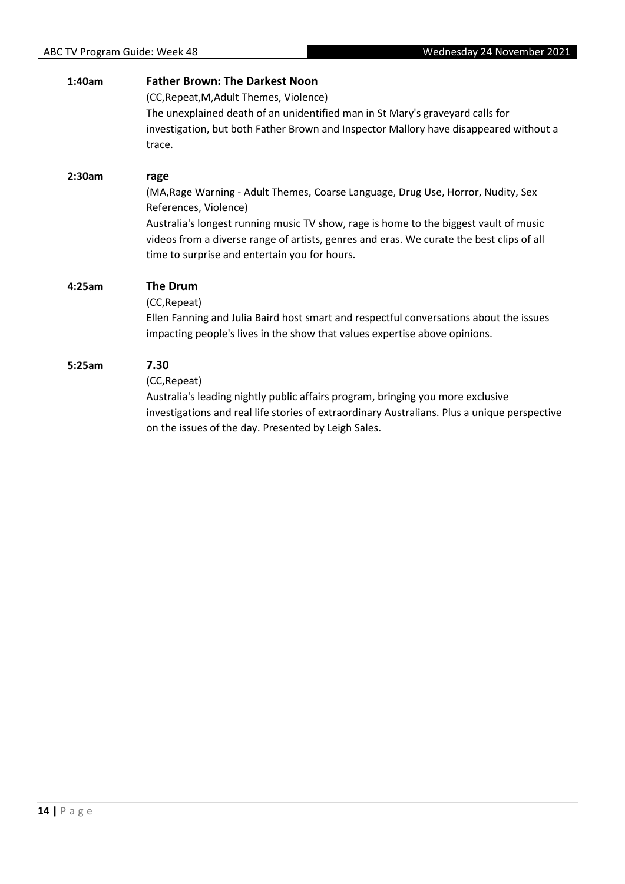**1:40am** **Father Brown: The Darkest Noon**

(CC,Repeat,M,Adult Themes, Violence)

The unexplained death of an unidentified man in St Mary's graveyard calls for investigation, but both Father Brown and Inspector Mallory have disappeared without a trace.

**2:30am** **rage**

(MA,Rage Warning - Adult Themes, Coarse Language, Drug Use, Horror, Nudity, Sex References, Violence)

Australia's longest running music TV show, rage is home to the biggest vault of music videos from a diverse range of artists, genres and eras. We curate the best clips of all time to surprise and entertain you for hours.

**4:25am** **The Drum**

(CC,Repeat)

Ellen Fanning and Julia Baird host smart and respectful conversations about the issues impacting people's lives in the show that values expertise above opinions.

**5:25am** **7.30**

(CC,Repeat)

Australia's leading nightly public affairs program, bringing you more exclusive investigations and real life stories of extraordinary Australians. Plus a unique perspective on the issues of the day. Presented by Leigh Sales.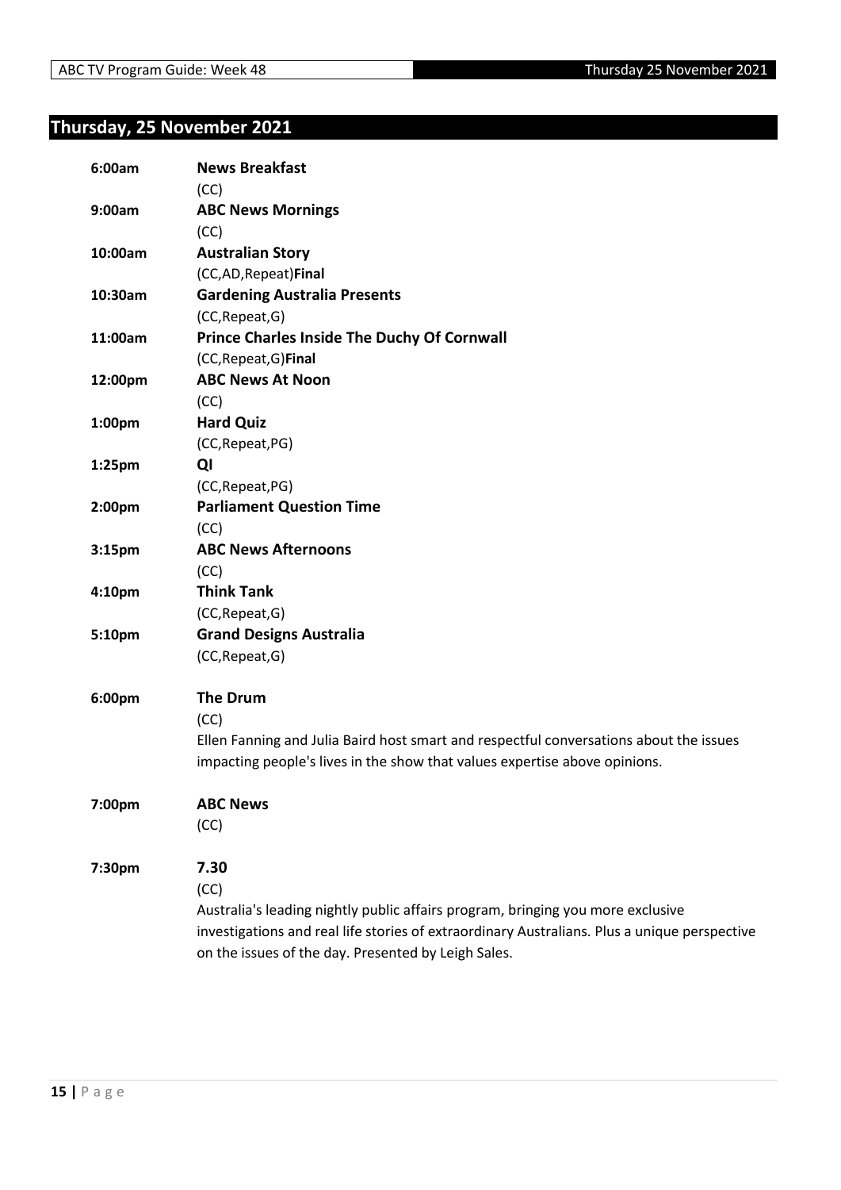## Thursday, 25 November 2021

**6:00am** **News Breakfast**
(CC)

**9:00am** **ABC News Mornings**
(CC)

**10:00am** **Australian Story**
(CC,AD,Repeat)**Final**

**10:30am** **Gardening Australia Presents**
(CC,Repeat,G)

**11:00am** **Prince Charles Inside The Duchy Of Cornwall**
(CC,Repeat,G)**Final**

**12:00pm** **ABC News At Noon**
(CC)

**1:00pm** **Hard Quiz**
(CC,Repeat,PG)

**1:25pm** **QI**
(CC,Repeat,PG)

**2:00pm** **Parliament Question Time**
(CC)

**3:15pm** **ABC News Afternoons**
(CC)

**4:10pm** **Think Tank**
(CC,Repeat,G)

**5:10pm** **Grand Designs Australia**
(CC,Repeat,G)

**6:00pm** **The Drum**
(CC)
Ellen Fanning and Julia Baird host smart and respectful conversations about the issues impacting people's lives in the show that values expertise above opinions.

**7:00pm** **ABC News**
(CC)

**7:30pm** **7.30**
(CC)
Australia's leading nightly public affairs program, bringing you more exclusive investigations and real life stories of extraordinary Australians. Plus a unique perspective on the issues of the day. Presented by Leigh Sales.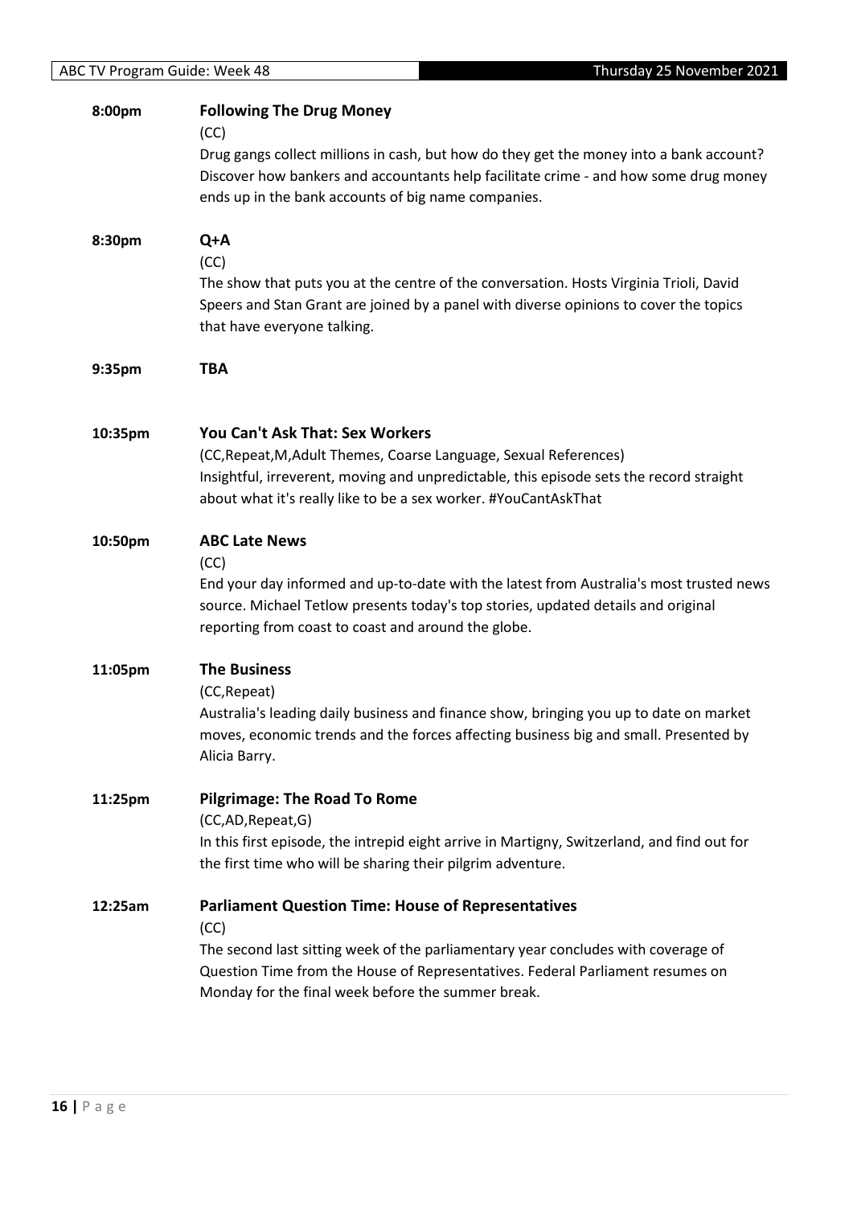**8:00pm** **Following The Drug Money**

(CC)

Drug gangs collect millions in cash, but how do they get the money into a bank account? Discover how bankers and accountants help facilitate crime - and how some drug money ends up in the bank accounts of big name companies.

**8:30pm** **Q+A**

(CC)

The show that puts you at the centre of the conversation. Hosts Virginia Trioli, David Speers and Stan Grant are joined by a panel with diverse opinions to cover the topics that have everyone talking.

**9:35pm** **TBA**

**10:35pm** **You Can't Ask That: Sex Workers**

(CC,Repeat,M,Adult Themes, Coarse Language, Sexual References)

Insightful, irreverent, moving and unpredictable, this episode sets the record straight about what it's really like to be a sex worker. #YouCantAskThat

**10:50pm** **ABC Late News**

(CC)

End your day informed and up-to-date with the latest from Australia's most trusted news source. Michael Tetlow presents today's top stories, updated details and original reporting from coast to coast and around the globe.

**11:05pm** **The Business**

(CC,Repeat)

Australia's leading daily business and finance show, bringing you up to date on market moves, economic trends and the forces affecting business big and small. Presented by Alicia Barry.

**11:25pm** **Pilgrimage: The Road To Rome**

(CC,AD,Repeat,G)

In this first episode, the intrepid eight arrive in Martigny, Switzerland, and find out for the first time who will be sharing their pilgrim adventure.

**12:25am** **Parliament Question Time: House of Representatives**

(CC)

The second last sitting week of the parliamentary year concludes with coverage of Question Time from the House of Representatives. Federal Parliament resumes on Monday for the final week before the summer break.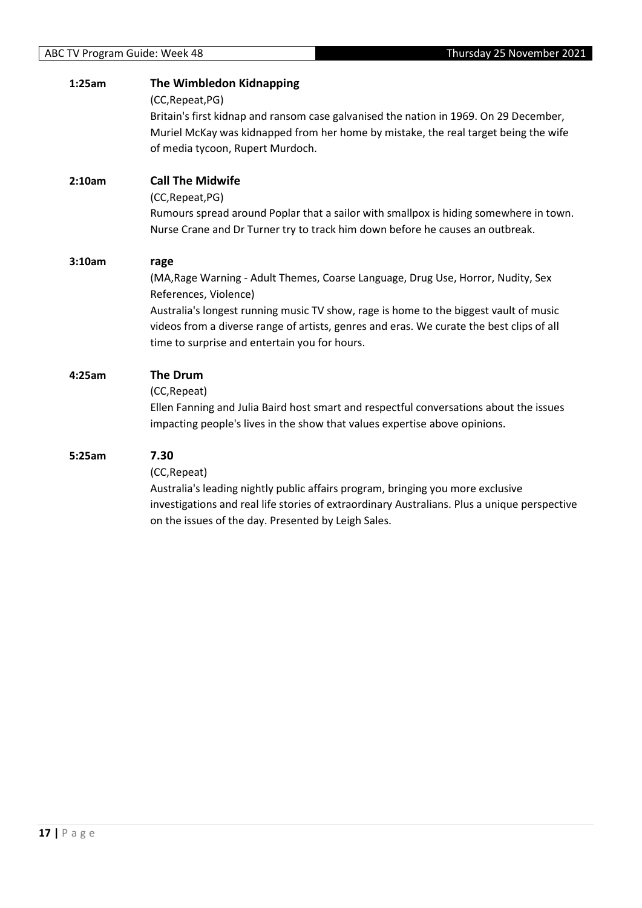**1:25am** **The Wimbledon Kidnapping**

(CC,Repeat,PG)

Britain's first kidnap and ransom case galvanised the nation in 1969. On 29 December, Muriel McKay was kidnapped from her home by mistake, the real target being the wife of media tycoon, Rupert Murdoch.

**2:10am** **Call The Midwife**

(CC,Repeat,PG)

Rumours spread around Poplar that a sailor with smallpox is hiding somewhere in town. Nurse Crane and Dr Turner try to track him down before he causes an outbreak.

**3:10am** **rage**

(MA,Rage Warning - Adult Themes, Coarse Language, Drug Use, Horror, Nudity, Sex References, Violence)

Australia's longest running music TV show, rage is home to the biggest vault of music videos from a diverse range of artists, genres and eras. We curate the best clips of all time to surprise and entertain you for hours.

**4:25am** **The Drum**

(CC,Repeat)

Ellen Fanning and Julia Baird host smart and respectful conversations about the issues impacting people's lives in the show that values expertise above opinions.

**5:25am** **7.30**

(CC,Repeat)

Australia's leading nightly public affairs program, bringing you more exclusive investigations and real life stories of extraordinary Australians. Plus a unique perspective on the issues of the day. Presented by Leigh Sales.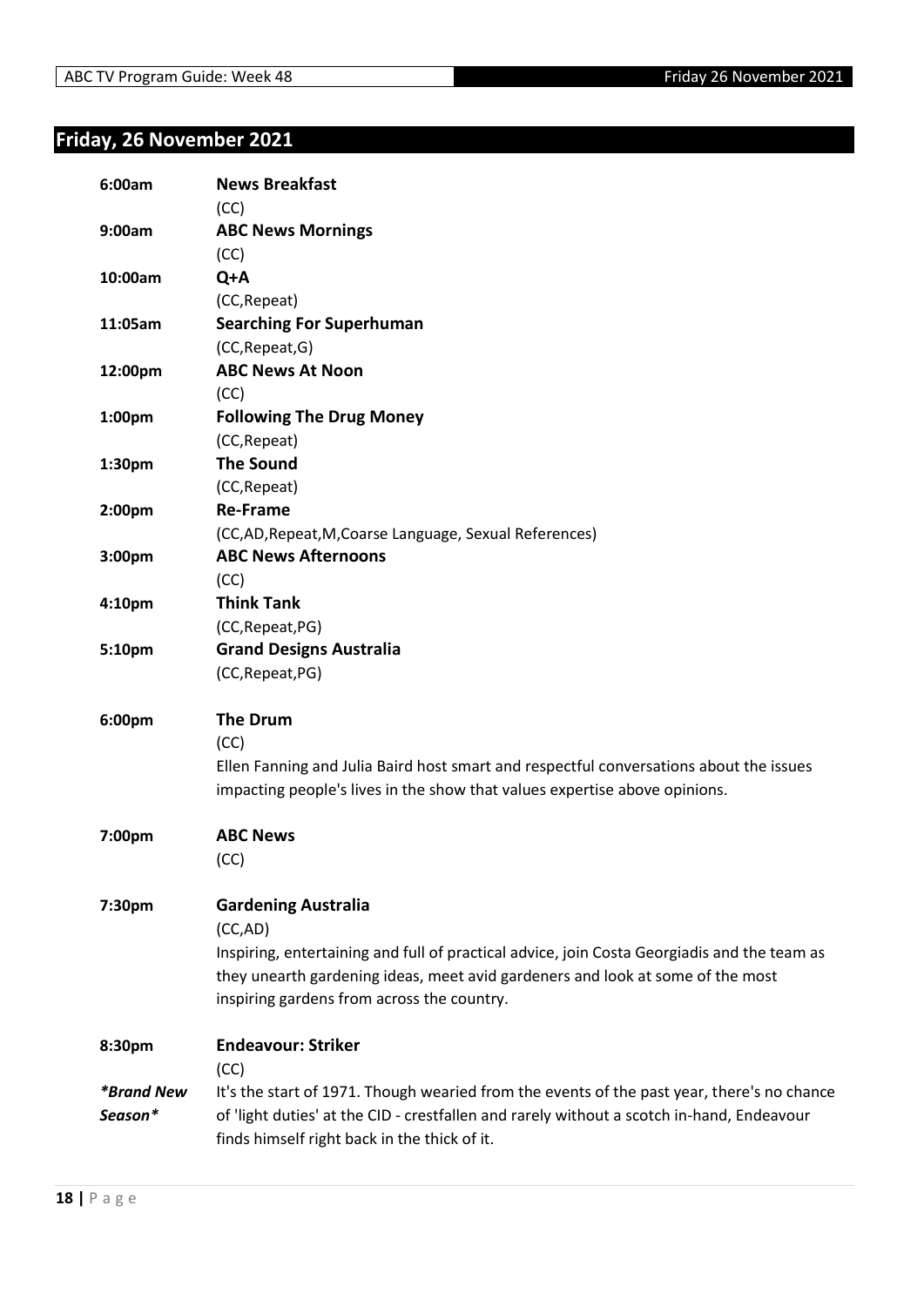## Friday, 26 November 2021

**6:00am** **News Breakfast**
(CC)

**9:00am** **ABC News Mornings**
(CC)

**10:00am** **Q+A**
(CC,Repeat)

**11:05am** **Searching For Superhuman**
(CC,Repeat,G)

**12:00pm** **ABC News At Noon**
(CC)

**1:00pm** **Following The Drug Money**
(CC,Repeat)

**1:30pm** **The Sound**
(CC,Repeat)

**2:00pm** **Re-Frame**
(CC,AD,Repeat,M,Coarse Language, Sexual References)

**3:00pm** **ABC News Afternoons**
(CC)

**4:10pm** **Think Tank**
(CC,Repeat,PG)

**5:10pm** **Grand Designs Australia**
(CC,Repeat,PG)

**6:00pm** **The Drum**
(CC)
Ellen Fanning and Julia Baird host smart and respectful conversations about the issues impacting people's lives in the show that values expertise above opinions.

**7:00pm** **ABC News**
(CC)

**7:30pm** **Gardening Australia**
(CC,AD)
Inspiring, entertaining and full of practical advice, join Costa Georgiadis and the team as they unearth gardening ideas, meet avid gardeners and look at some of the most inspiring gardens from across the country.

**8:30pm** **Endeavour: Striker**
(CC)
***Brand New Season***
It's the start of 1971. Though wearied from the events of the past year, there's no chance of 'light duties' at the CID - crestfallen and rarely without a scotch in-hand, Endeavour finds himself right back in the thick of it.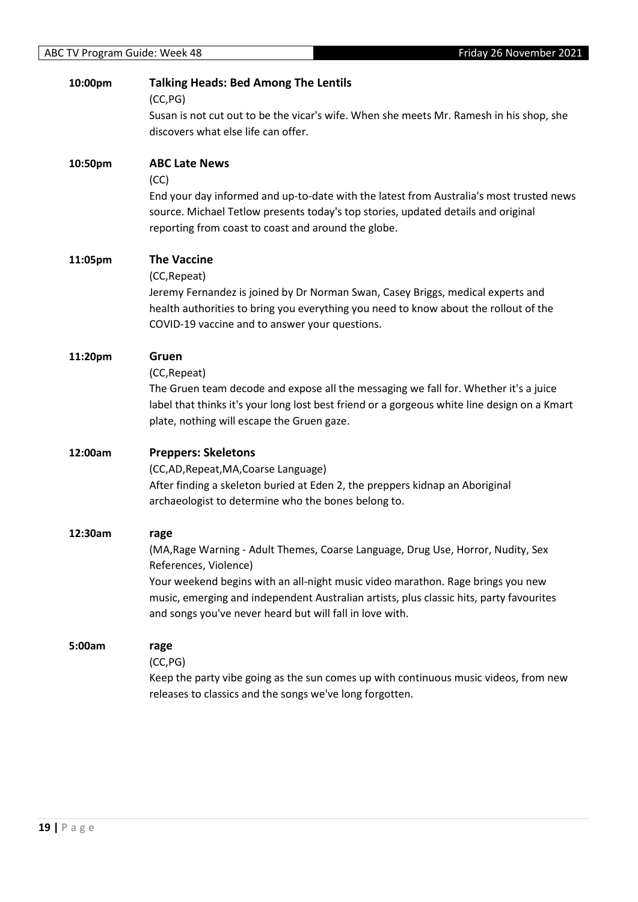**10:00pm** **Talking Heads: Bed Among The Lentils**

(CC,PG)

Susan is not cut out to be the vicar's wife. When she meets Mr. Ramesh in his shop, she discovers what else life can offer.

**10:50pm** **ABC Late News**

(CC)

End your day informed and up-to-date with the latest from Australia's most trusted news source. Michael Tetlow presents today's top stories, updated details and original reporting from coast to coast and around the globe.

**11:05pm** **The Vaccine**

(CC,Repeat)

Jeremy Fernandez is joined by Dr Norman Swan, Casey Briggs, medical experts and health authorities to bring you everything you need to know about the rollout of the COVID-19 vaccine and to answer your questions.

**11:20pm** **Gruen**

(CC,Repeat)

The Gruen team decode and expose all the messaging we fall for. Whether it's a juice label that thinks it's your long lost best friend or a gorgeous white line design on a Kmart plate, nothing will escape the Gruen gaze.

**12:00am** **Preppers: Skeletons**

(CC,AD,Repeat,MA,Coarse Language)

After finding a skeleton buried at Eden 2, the preppers kidnap an Aboriginal archaeologist to determine who the bones belong to.

**12:30am** **rage**

(MA,Rage Warning - Adult Themes, Coarse Language, Drug Use, Horror, Nudity, Sex References, Violence)

Your weekend begins with an all-night music video marathon. Rage brings you new music, emerging and independent Australian artists, plus classic hits, party favourites and songs you've never heard but will fall in love with.

**5:00am** **rage**

(CC,PG)

Keep the party vibe going as the sun comes up with continuous music videos, from new releases to classics and the songs we've long forgotten.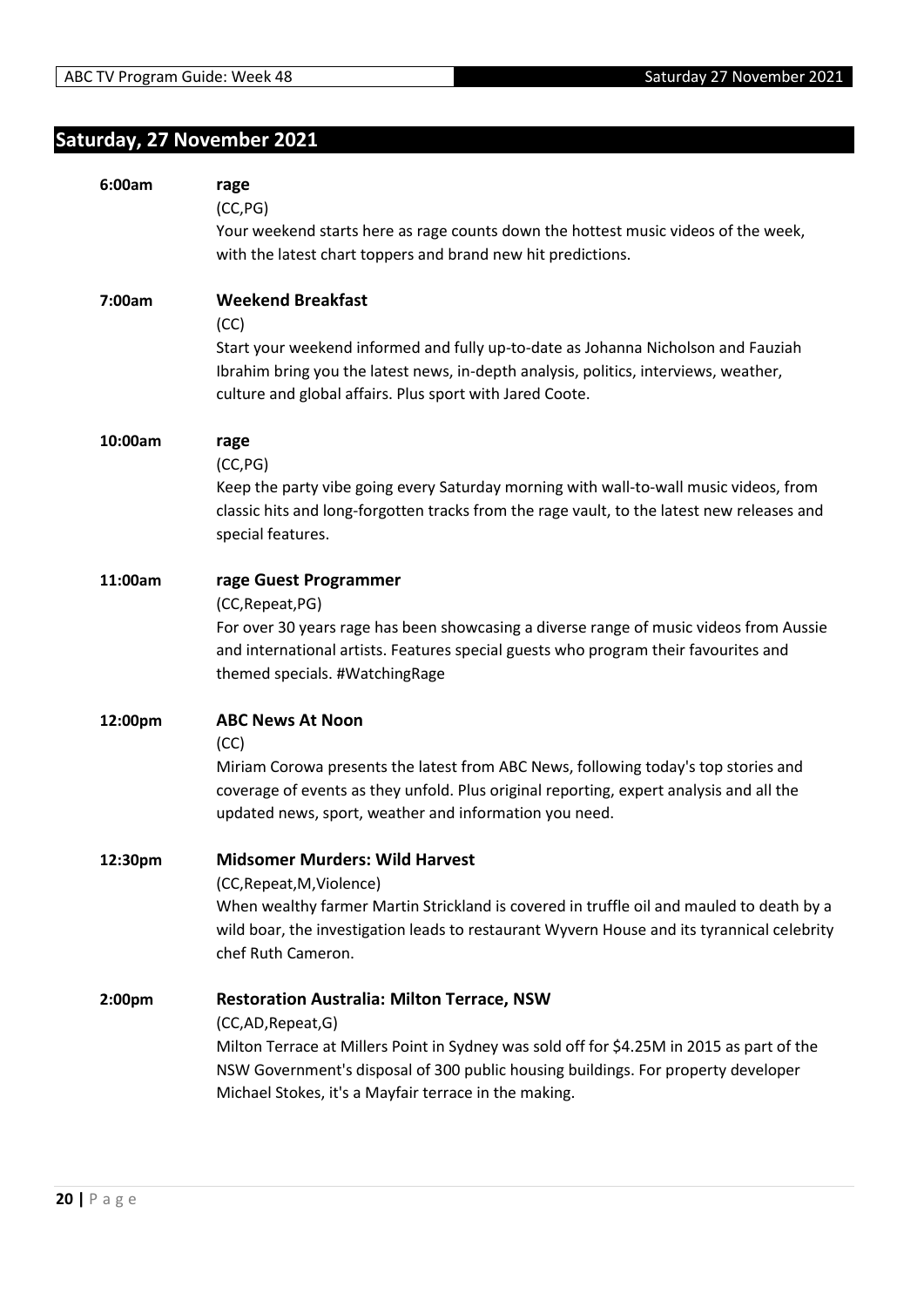## Saturday, 27 November 2021

**6:00am** **rage**

(CC,PG)

Your weekend starts here as rage counts down the hottest music videos of the week, with the latest chart toppers and brand new hit predictions.

**7:00am** **Weekend Breakfast**

(CC)

Start your weekend informed and fully up-to-date as Johanna Nicholson and Fauziah Ibrahim bring you the latest news, in-depth analysis, politics, interviews, weather, culture and global affairs. Plus sport with Jared Coote.

**10:00am** **rage**

(CC,PG)

Keep the party vibe going every Saturday morning with wall-to-wall music videos, from classic hits and long-forgotten tracks from the rage vault, to the latest new releases and special features.

**11:00am** **rage Guest Programmer**

(CC,Repeat,PG)

For over 30 years rage has been showcasing a diverse range of music videos from Aussie and international artists. Features special guests who program their favourites and themed specials. #WatchingRage

**12:00pm** **ABC News At Noon**

(CC)

Miriam Corowa presents the latest from ABC News, following today's top stories and coverage of events as they unfold. Plus original reporting, expert analysis and all the updated news, sport, weather and information you need.

**12:30pm** **Midsomer Murders: Wild Harvest**

(CC,Repeat,M,Violence)

When wealthy farmer Martin Strickland is covered in truffle oil and mauled to death by a wild boar, the investigation leads to restaurant Wyvern House and its tyrannical celebrity chef Ruth Cameron.

**2:00pm** **Restoration Australia: Milton Terrace, NSW**

(CC,AD,Repeat,G)

Milton Terrace at Millers Point in Sydney was sold off for $4.25M in 2015 as part of the NSW Government's disposal of 300 public housing buildings. For property developer Michael Stokes, it's a Mayfair terrace in the making.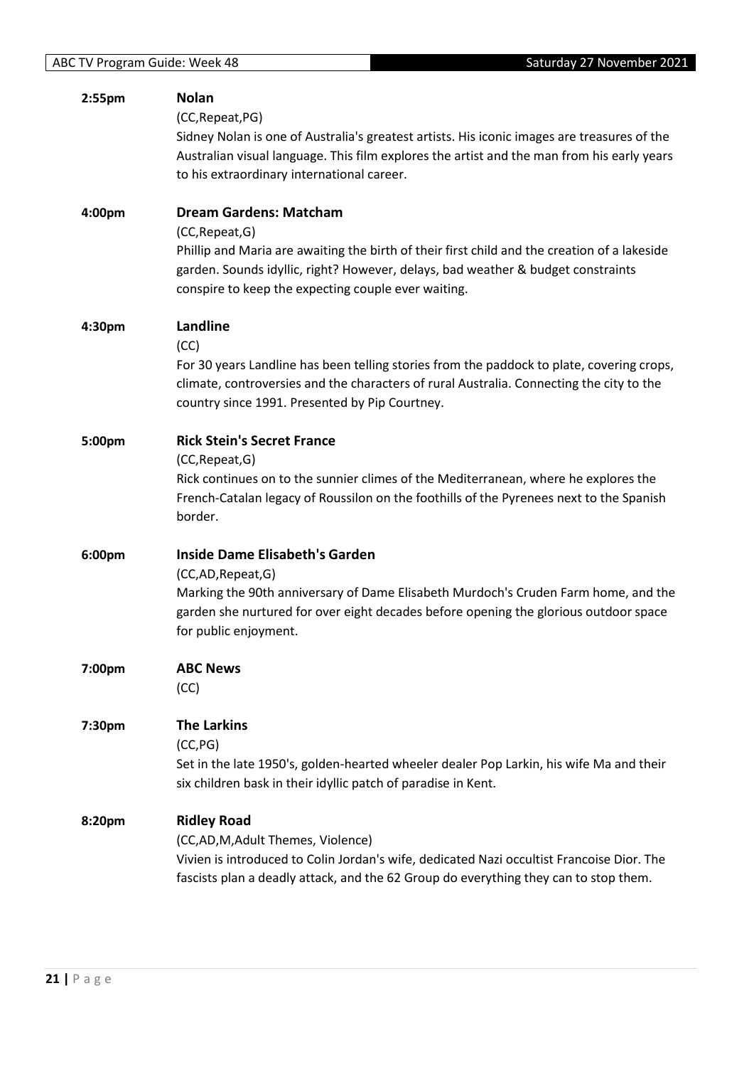**2:55pm** **Nolan**

(CC,Repeat,PG)

Sidney Nolan is one of Australia's greatest artists. His iconic images are treasures of the Australian visual language. This film explores the artist and the man from his early years to his extraordinary international career.

**4:00pm** **Dream Gardens: Matcham**

(CC,Repeat,G)

Phillip and Maria are awaiting the birth of their first child and the creation of a lakeside garden. Sounds idyllic, right? However, delays, bad weather & budget constraints conspire to keep the expecting couple ever waiting.

**4:30pm** **Landline**

(CC)

For 30 years Landline has been telling stories from the paddock to plate, covering crops, climate, controversies and the characters of rural Australia. Connecting the city to the country since 1991. Presented by Pip Courtney.

**5:00pm** **Rick Stein's Secret France**

(CC,Repeat,G)

Rick continues on to the sunnier climes of the Mediterranean, where he explores the French-Catalan legacy of Roussilon on the foothills of the Pyrenees next to the Spanish border.

**6:00pm** **Inside Dame Elisabeth's Garden**

(CC,AD,Repeat,G)

Marking the 90th anniversary of Dame Elisabeth Murdoch's Cruden Farm home, and the garden she nurtured for over eight decades before opening the glorious outdoor space for public enjoyment.

**7:00pm** **ABC News**

(CC)

**7:30pm** **The Larkins**

(CC,PG)

Set in the late 1950's, golden-hearted wheeler dealer Pop Larkin, his wife Ma and their six children bask in their idyllic patch of paradise in Kent.

**8:20pm** **Ridley Road**

(CC,AD,M,Adult Themes, Violence)

Vivien is introduced to Colin Jordan's wife, dedicated Nazi occultist Francoise Dior. The fascists plan a deadly attack, and the 62 Group do everything they can to stop them.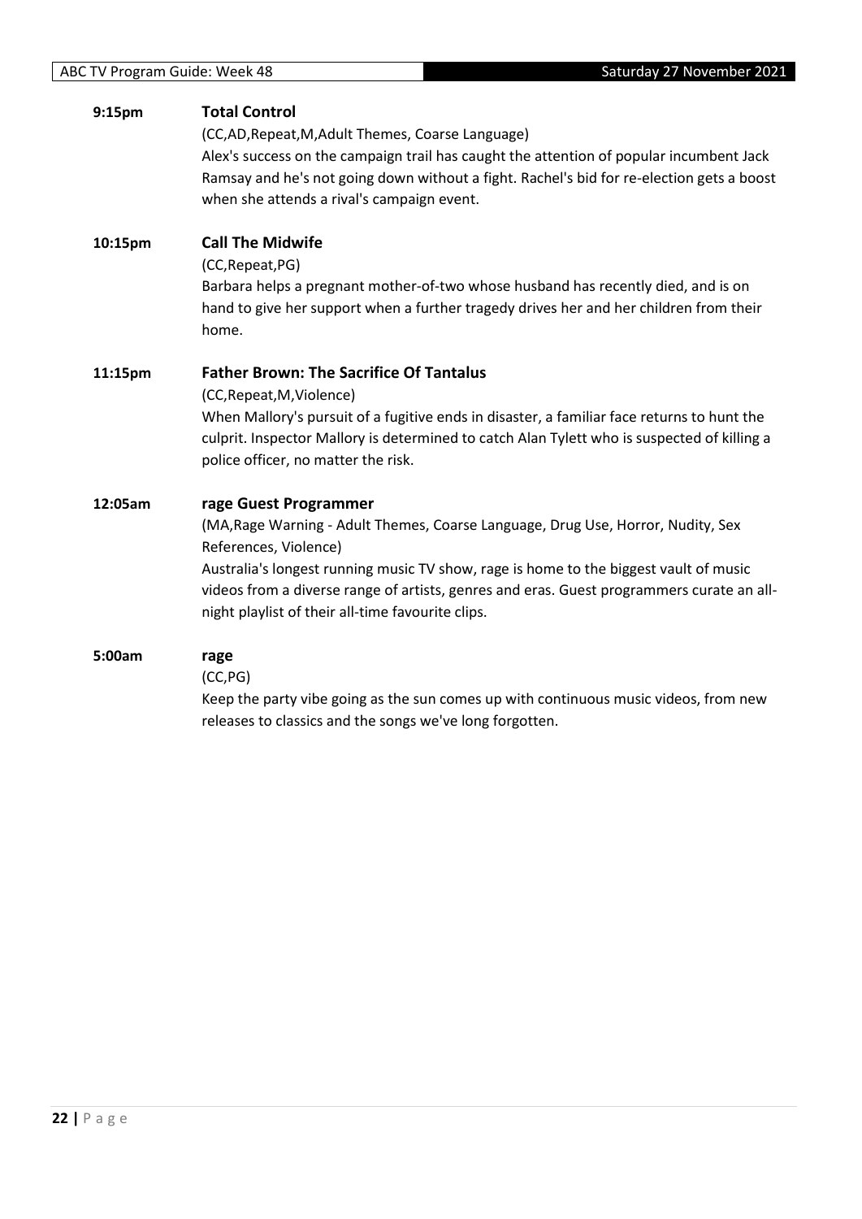**9:15pm** **Total Control**

(CC,AD,Repeat,M,Adult Themes, Coarse Language)

Alex's success on the campaign trail has caught the attention of popular incumbent Jack Ramsay and he's not going down without a fight. Rachel's bid for re-election gets a boost when she attends a rival's campaign event.

**10:15pm** **Call The Midwife**

(CC,Repeat,PG)

Barbara helps a pregnant mother-of-two whose husband has recently died, and is on hand to give her support when a further tragedy drives her and her children from their home.

**11:15pm** **Father Brown: The Sacrifice Of Tantalus**

(CC,Repeat,M,Violence)

When Mallory's pursuit of a fugitive ends in disaster, a familiar face returns to hunt the culprit. Inspector Mallory is determined to catch Alan Tylett who is suspected of killing a police officer, no matter the risk.

**12:05am** **rage Guest Programmer**

(MA,Rage Warning - Adult Themes, Coarse Language, Drug Use, Horror, Nudity, Sex References, Violence)

Australia's longest running music TV show, rage is home to the biggest vault of music videos from a diverse range of artists, genres and eras. Guest programmers curate an all-night playlist of their all-time favourite clips.

**5:00am** **rage**

(CC,PG)

Keep the party vibe going as the sun comes up with continuous music videos, from new releases to classics and the songs we've long forgotten.